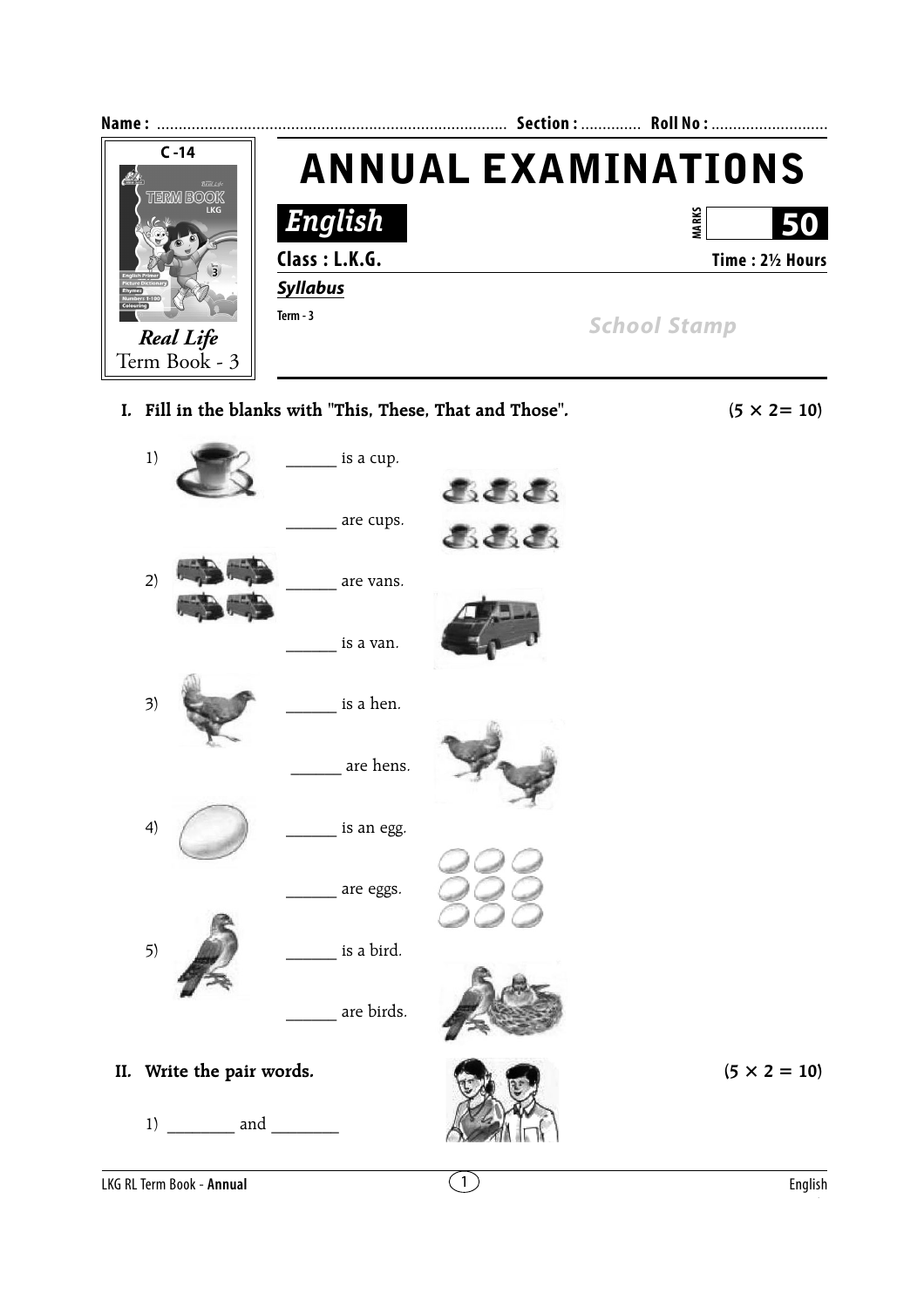Name : ................................................................................ Section : ............. Roll No : ...........................

C -14

*Real Life*
Term Book - 3

# ANNUAL EXAMINATIONS

## *English*

MARKS **50**

**Class : L.K.G.** **Time : 2½ Hours**

***Syllabus***

**Term - 3**

*School Stamp*

**I. Fill in the blanks with "This, These, That and Those".** **(5 × 2= 10)**

1) ______ is a cup.

______ are cups.

2) ______ are vans.

______ is a van.

3) ______ is a hen.

______ are hens.

4) ______ is an egg.

______ are eggs.

5) ______ is a bird.

______ are birds.

**II. Write the pair words.** **(5 × 2 = 10)**

1) ________ and ________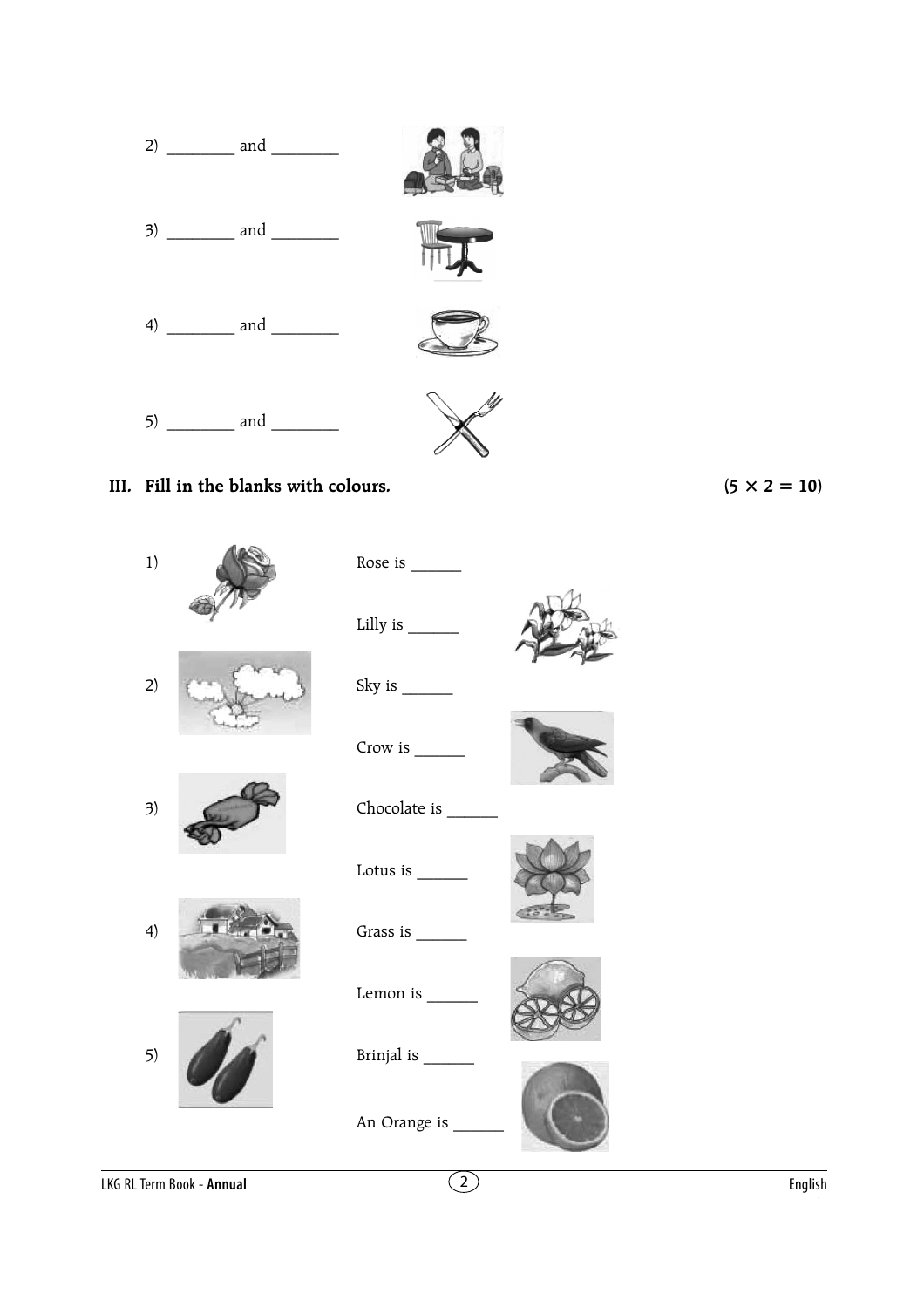2) ________ and ________

3) ________ and ________

4) ________ and ________

5) ________ and ________

### III. Fill in the blanks with colours. (5 × 2 = 10)

1) Rose is ______

Lilly is ______

2) Sky is ______

Crow is ______

3) Chocolate is ______

Lotus is ______

4) Grass is ______

Lemon is ______

5) Brinjal is ______

An Orange is ______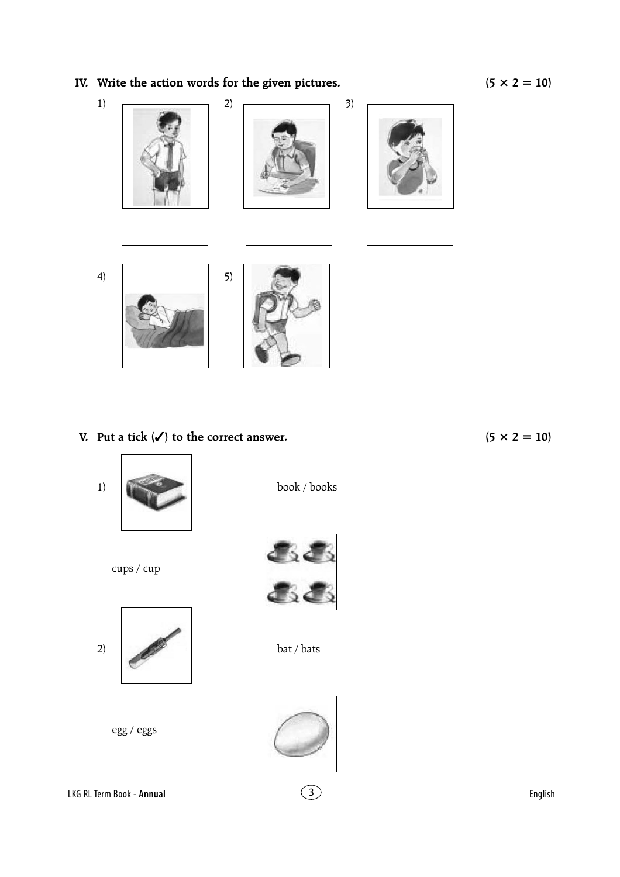## IV. Write the action words for the given pictures. (5 × 2 = 10)

1) ____________

2) ____________

3) ____________

4) ____________

5) ____________

## V. Put a tick (✓) to the correct answer. (5 × 2 = 10)

1) book / books

cups / cup

2) bat / bats

egg / eggs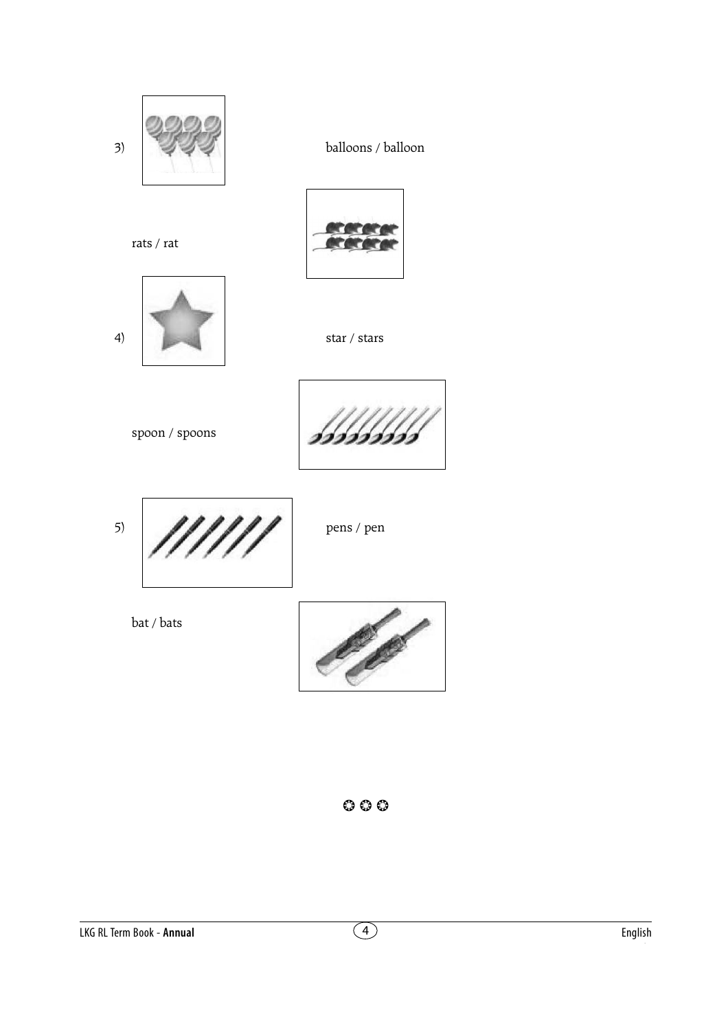3) balloons / balloon

rats / rat

4) star / stars

spoon / spoons

5) pens / pen

bat / bats

❂ ❂ ❂